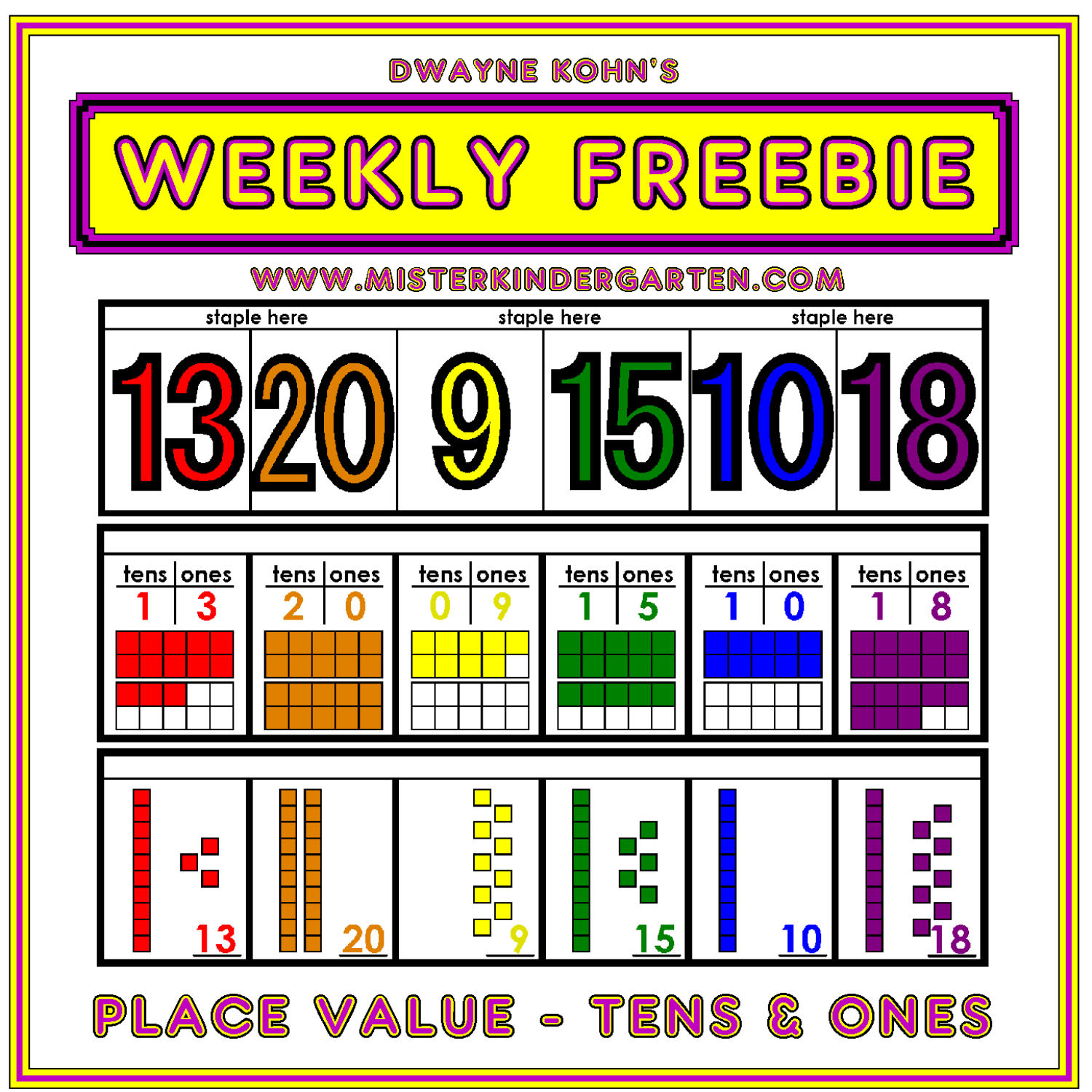DWAYNE KOHN'S

# WEEKLY FREEBIE

WWW.MISTERKINDERGARTEN.COM

| staple here | | staple here | | staple here | |
|---|---|---|---|---|---|
| 13 | 20 | 9 | 15 | 10 | 18 |

| tens \| ones | tens \| ones | tens \| ones | tens \| ones | tens \| ones | tens \| ones |
|---|---|---|---|---|---|
| 1 \| 3 | 2 \| 0 | 0 \| 9 | 1 \| 5 | 1 \| 0 | 1 \| 8 |

| 13 | 20 | 9 | 15 | 10 | 18 |
|---|---|---|---|---|---|

## PLACE VALUE - TENS & ONES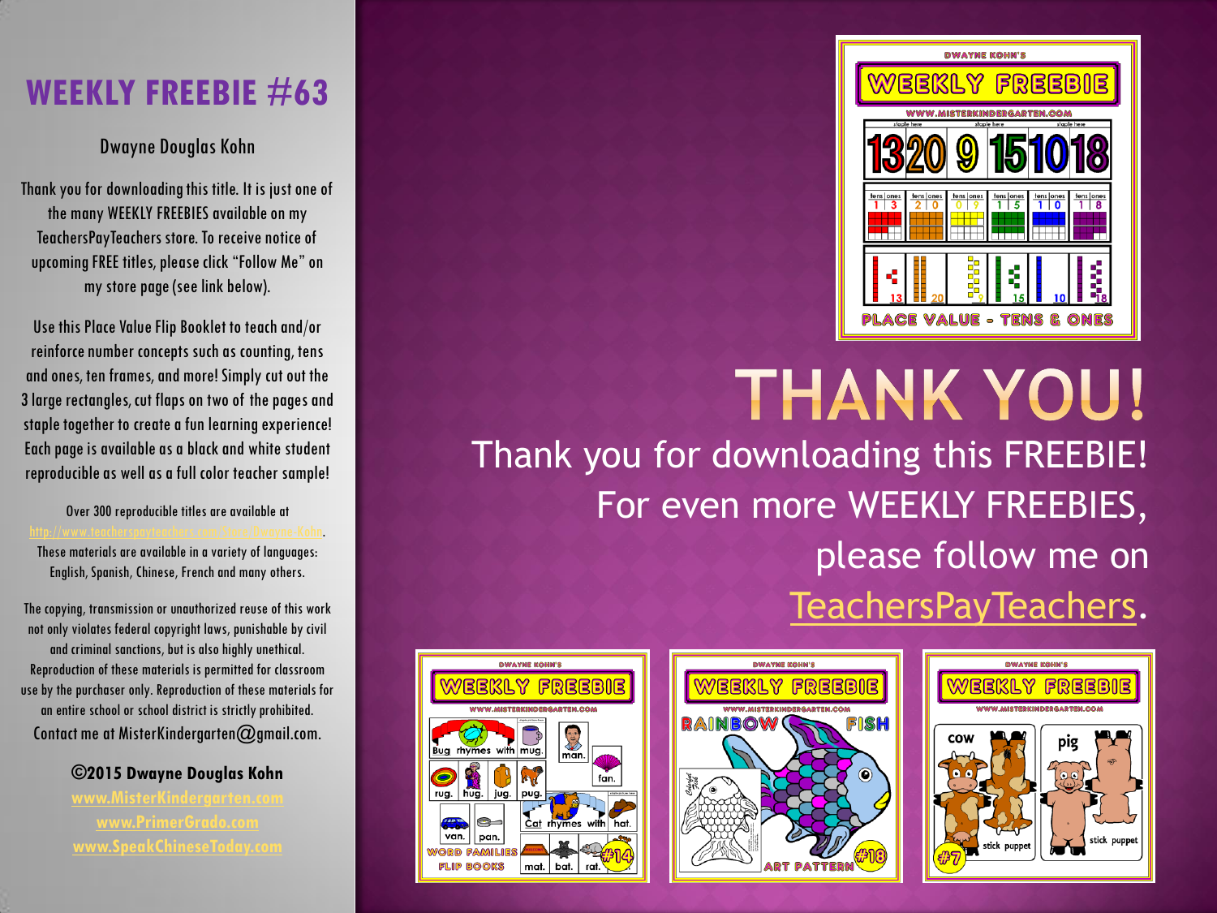# WEEKLY FREEBIE #63

Dwayne Douglas Kohn

Thank you for downloading this title. It is just one of the many WEEKLY FREEBIES available on my TeachersPayTeachers store. To receive notice of upcoming FREE titles, please click "Follow Me" on my store page (see link below).

Use this Place Value Flip Booklet to teach and/or reinforce number concepts such as counting, tens and ones, ten frames, and more! Simply cut out the 3 large rectangles, cut flaps on two of the pages and staple together to create a fun learning experience! Each page is available as a black and white student reproducible as well as a full color teacher sample!

Over 300 reproducible titles are available at http://www.teacherspayteachers.com/Store/Dwayne-Kohn. These materials are available in a variety of languages: English, Spanish, Chinese, French and many others.

The copying, transmission or unauthorized reuse of this work not only violates federal copyright laws, punishable by civil and criminal sanctions, but is also highly unethical. Reproduction of these materials is permitted for classroom use by the purchaser only. Reproduction of these materials for an entire school or school district is strictly prohibited. Contact me at MisterKindergarten@gmail.com.

**©2015 Dwayne Douglas Kohn**

**www.MisterKindergarten.com**

**www.PrimerGrado.com**

**www.SpeakChineseToday.com**

# THANK YOU!

Thank you for downloading this FREEBIE! For even more WEEKLY FREEBIES, please follow me on TeachersPayTeachers.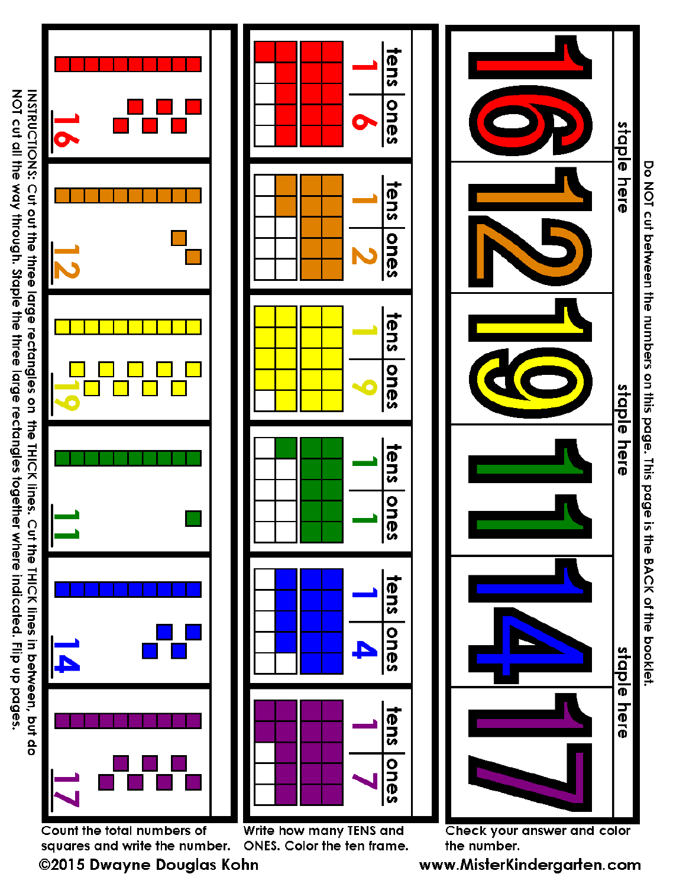Do NOT cut between the numbers on this page. This page is the BACK of the booklet.

16

staple here

12

19

staple here

11

14

staple here

17

Check your answer and color the number.

| tens | ones |
| --- | --- |
| 1 | 6 |

| tens | ones |
| --- | --- |
| 1 | 2 |

| tens | ones |
| --- | --- |
| 1 | 9 |

| tens | ones |
| --- | --- |
| 1 | 1 |

| tens | ones |
| --- | --- |
| 1 | 4 |

| tens | ones |
| --- | --- |
| 1 | 7 |

Write how many TENS and ONES. Color the ten frame.

16

12

19

11

14

17

Count the total numbers of squares and write the number.

INSTRUCTIONS: Cut out the three large rectangles on the THICK lines. Cut the THICK lines in between, but do NOT cut all the way through. Staple the three large rectangles together where indicated. Flip up pages.

©2015 Dwayne Douglas Kohn

www.MisterKindergarten.com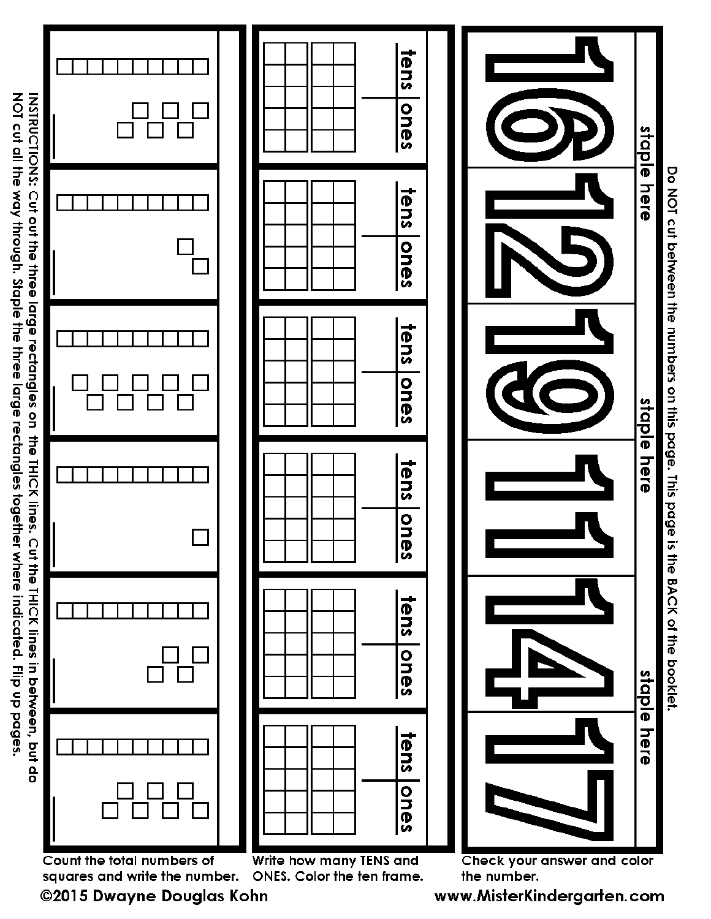INSTRUCTIONS: Cut out the three large rectangles on the THICK lines. Cut the THICK lines in between, but do NOT cut all the way through. Staple the three large rectangles together where indicated. Flip up pages.

tens | ones

tens | ones

tens | ones

tens | ones

tens | ones

tens | ones

Do NOT cut between the numbers on this page. This page is the BACK of the booklet.

staple here

16

12

staple here

19

11

staple here

14

17

Count the total numbers of squares and write the number.

Write how many TENS and ONES. Color the ten frame.

Check your answer and color the number.

©2015 Dwayne Douglas Kohn

www.MisterKindergarten.com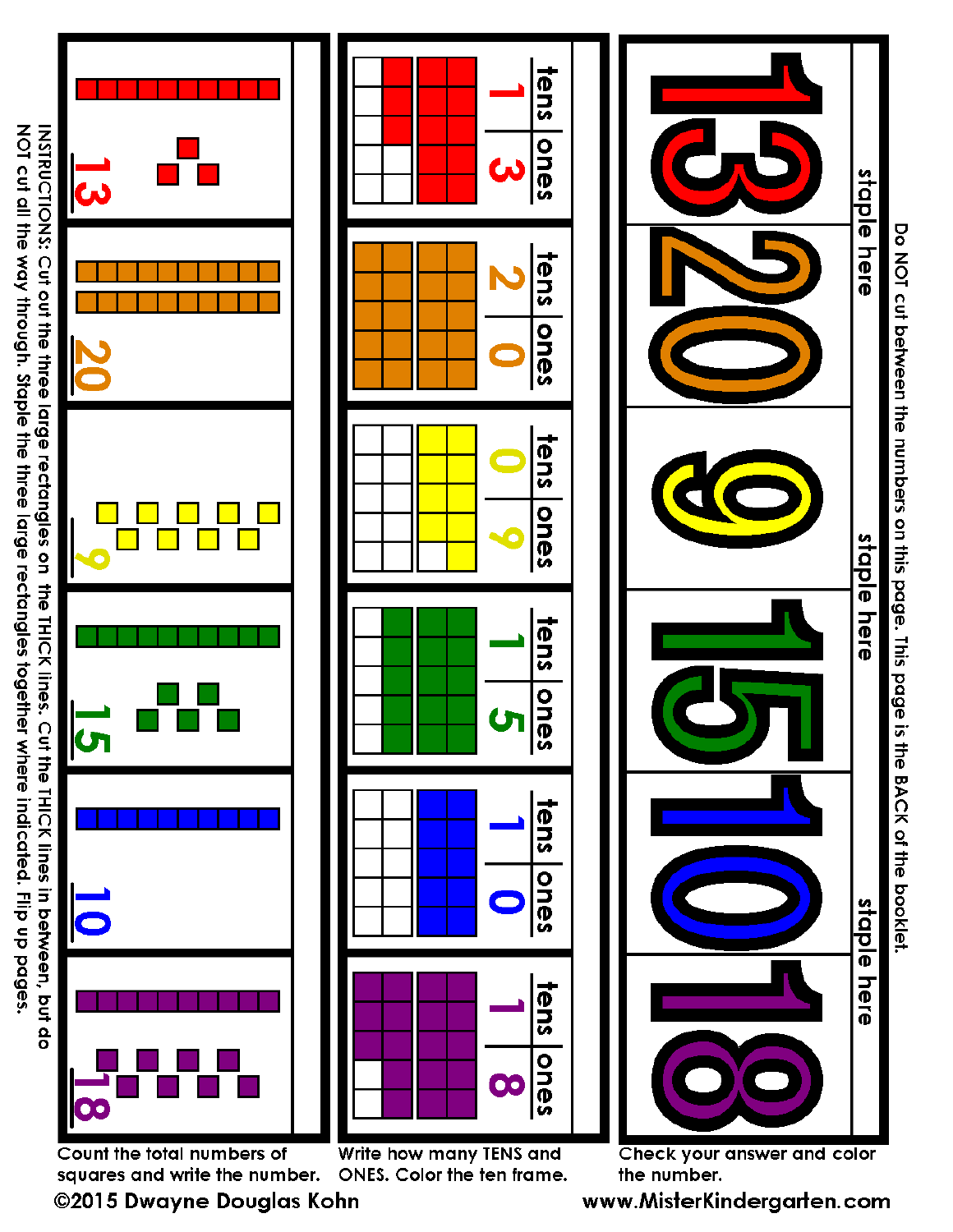Do NOT cut between the numbers on this page. This page is the BACK of the booklet.

staple here

13 | 20 | 9 | 15 | 10 | 18

staple here

staple here

| tens | ones |
|---|---|
| 1 | 3 |
| 2 | 0 |
| 0 | 9 |
| 1 | 5 |
| 1 | 0 |
| 1 | 8 |

13

20

9

15

10

18

INSTRUCTIONS: Cut out the three large rectangles on the THICK lines. Cut the THICK lines in between, but do NOT cut all the way through. Staple the three large rectangles together where indicated. Flip up pages.

Count the total numbers of squares and write the number.

Write how many TENS and ONES. Color the ten frame.

Check your answer and color the number.

©2015 Dwayne Douglas Kohn

www.MisterKindergarten.com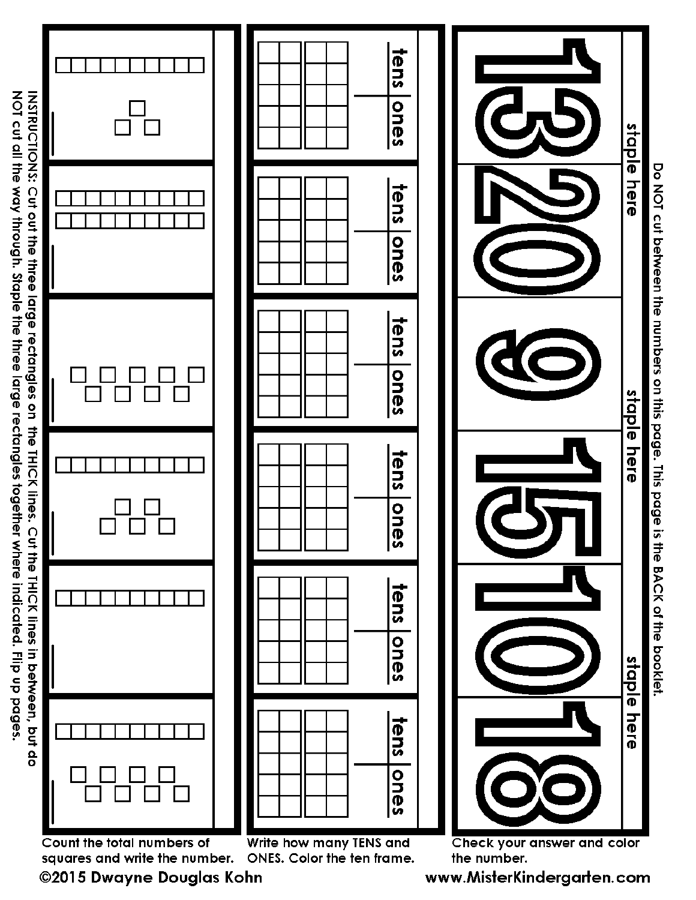INSTRUCTIONS: Cut out the three large rectangles on the THICK lines. Cut the THICK lines in between, but do NOT cut all the way through. Staple the three large rectangles together where indicated. Flip up pages.

Count the total numbers of squares and write the number.

Write how many TENS and ONES. Color the ten frame.

| tens | ones |
|---|---|
| | |

| tens | ones |
|---|---|
| | |

| tens | ones |
|---|---|
| | |

| tens | ones |
|---|---|
| | |

| tens | ones |
|---|---|
| | |

| tens | ones |
|---|---|
| | |

Do NOT cut between the numbers on this page. This page is the BACK of the booklet.

staple here

staple here

staple here

13

20

9

15

10

18

Check your answer and color the number.

©2015 Dwayne Douglas Kohn

www.MisterKindergarten.com